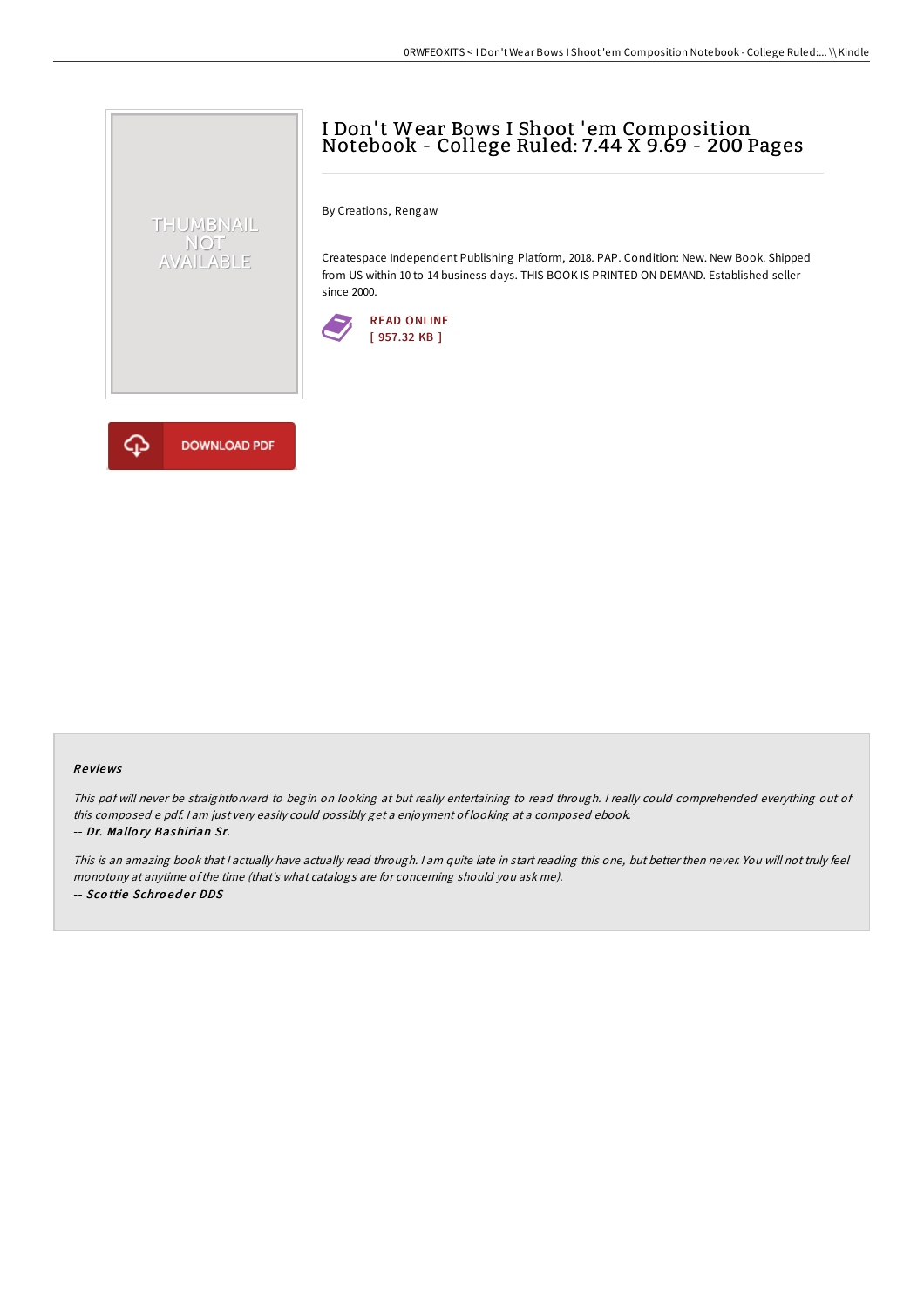# I Don't Wear Bows I Shoot 'em Composition Notebook - College Ruled: 7.44 X 9.69 - 200 Pages

By Creations, Rengaw

Createspace Independent Publishing Platform, 2018. PAP. Condition: New. New Book. Shipped from US within 10 to 14 business days. THIS BOOK IS PRINTED ON DEMAND. Established seller since 2000.

READ ONLINE
[ 957.32 KB ]

DOWNLOAD PDF

### Reviews

*This pdf will never be straightforward to begin on looking at but really entertaining to read through. I really could comprehended everything out of this composed e pdf. I am just very easily could possibly get a enjoyment of looking at a composed ebook.*
*-- Dr. Mallory Bashirian Sr.*

*This is an amazing book that I actually have actually read through. I am quite late in start reading this one, but better then never. You will not truly feel monotony at anytime of the time (that's what catalogs are for concerning should you ask me).*
*-- Scottie Schroeder DDS*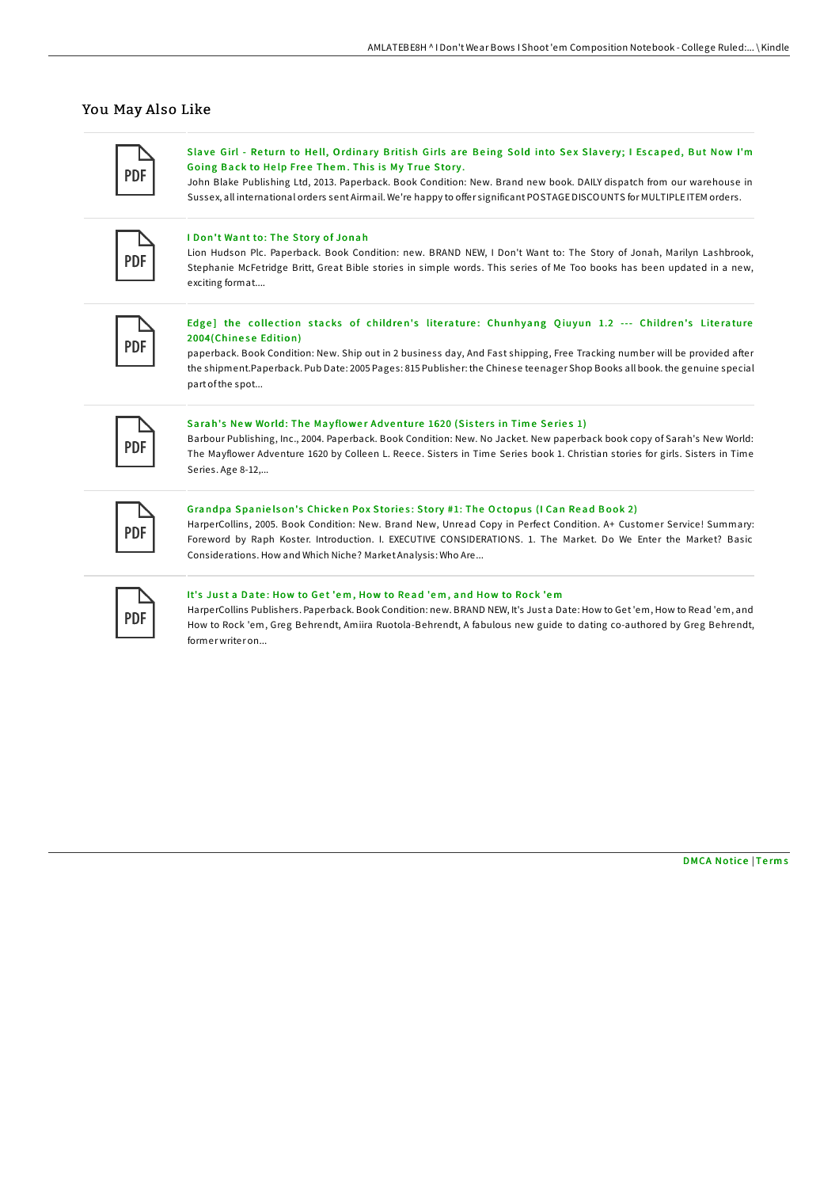## You May Also Like

**Slave Girl - Return to Hell, Ordinary British Girls are Being Sold into Sex Slavery; I Escaped, But Now I'm Going Back to Help Free Them. This is My True Story.**

John Blake Publishing Ltd, 2013. Paperback. Book Condition: New. Brand new book. DAILY dispatch from our warehouse in Sussex, all international orders sent Airmail. We're happy to offer significant POSTAGE DISCOUNTS for MULTIPLE ITEM orders.

**I Don't Want to: The Story of Jonah**

Lion Hudson Plc. Paperback. Book Condition: new. BRAND NEW, I Don't Want to: The Story of Jonah, Marilyn Lashbrook, Stephanie McFetridge Britt, Great Bible stories in simple words. This series of Me Too books has been updated in a new, exciting format....

**Edge] the collection stacks of children's literature: Chunhyang Qiuyun 1.2 --- Children's Literature 2004(Chinese Edition)**

paperback. Book Condition: New. Ship out in 2 business day, And Fast shipping, Free Tracking number will be provided after the shipment.Paperback. Pub Date: 2005 Pages: 815 Publisher: the Chinese teenager Shop Books all book. the genuine special part of the spot...

**Sarah's New World: The Mayflower Adventure 1620 (Sisters in Time Series 1)**

Barbour Publishing, Inc., 2004. Paperback. Book Condition: New. No Jacket. New paperback book copy of Sarah's New World: The Mayflower Adventure 1620 by Colleen L. Reece. Sisters in Time Series book 1. Christian stories for girls. Sisters in Time Series. Age 8-12,...

**Grandpa Spanielson's Chicken Pox Stories: Story #1: The Octopus (I Can Read Book 2)**

HarperCollins, 2005. Book Condition: New. Brand New, Unread Copy in Perfect Condition. A+ Customer Service! Summary: Foreword by Raph Koster. Introduction. I. EXECUTIVE CONSIDERATIONS. 1. The Market. Do We Enter the Market? Basic Considerations. How and Which Niche? Market Analysis: Who Are...

**It's Just a Date: How to Get 'em, How to Read 'em, and How to Rock 'em**

HarperCollins Publishers. Paperback. Book Condition: new. BRAND NEW, It's Just a Date: How to Get 'em, How to Read 'em, and How to Rock 'em, Greg Behrendt, Amiira Ruotola-Behrendt, A fabulous new guide to dating co-authored by Greg Behrendt, former writer on...

DMCA Notice | Terms